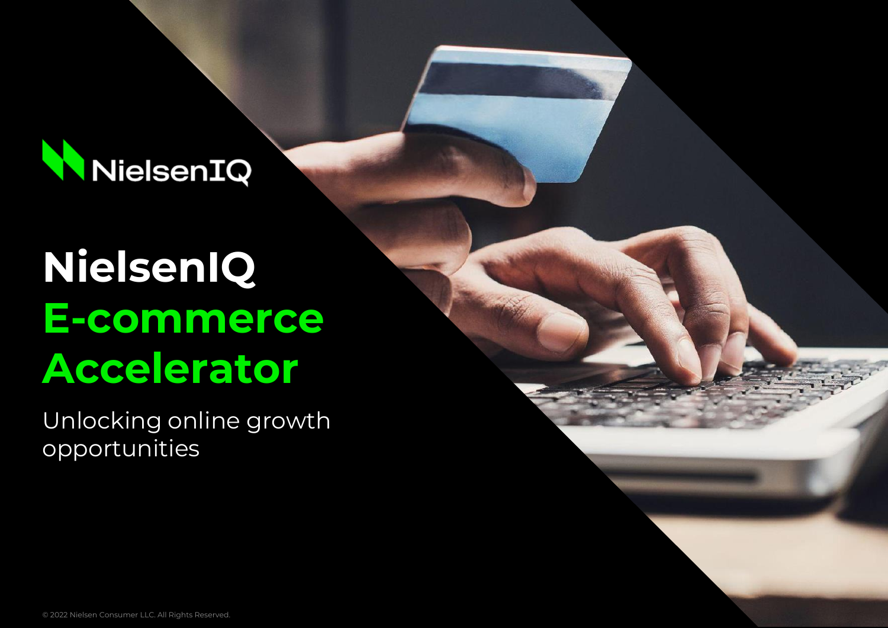NielsenIQ

# NielsenIQ E-commerce Accelerator

Unlocking online growth opportunities

© 2022 Nielsen Consumer LLC. All Rights Reserved.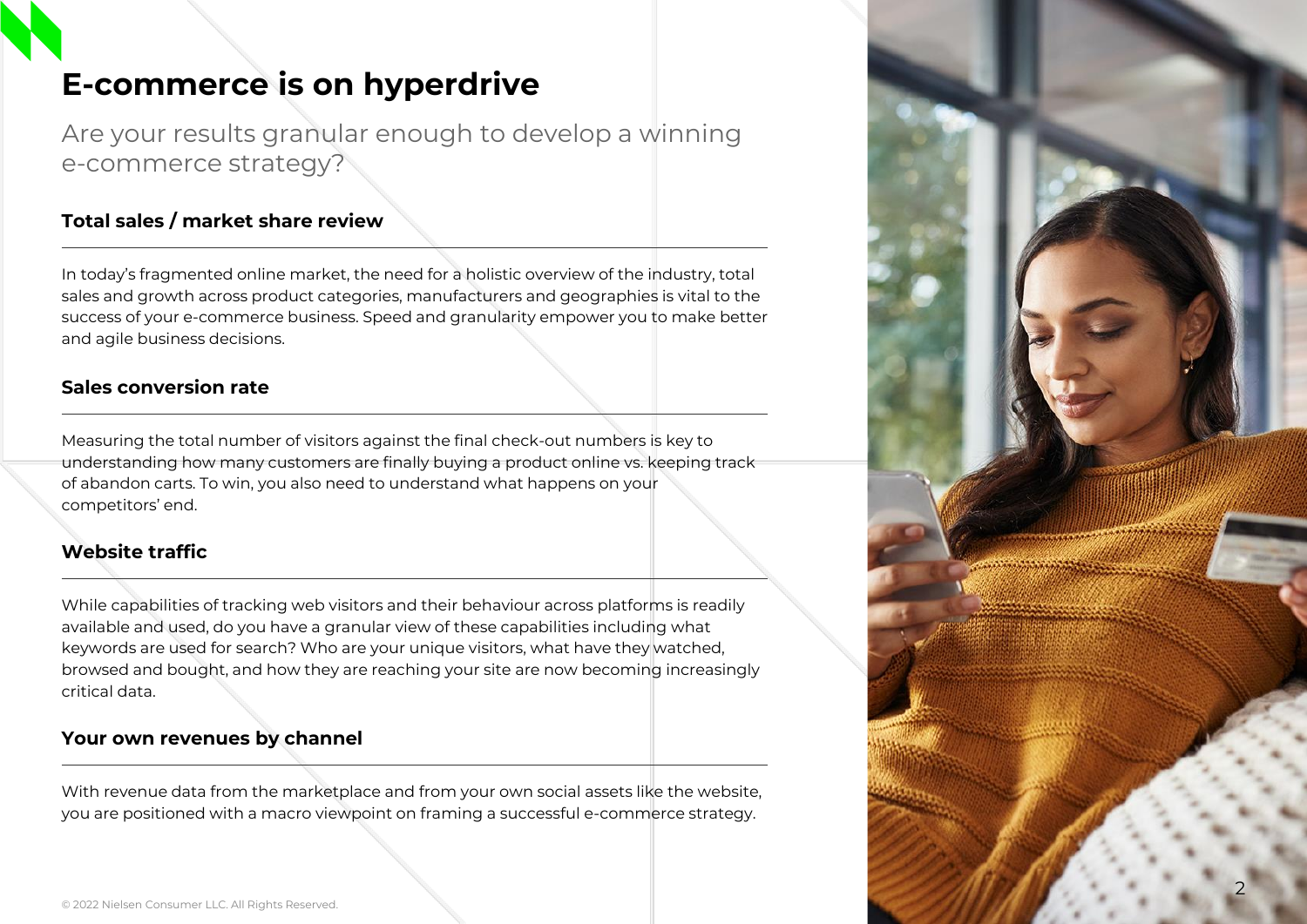# E-commerce is on hyperdrive

Are your results granular enough to develop a winning e-commerce strategy?

## Total sales / market share review

In today's fragmented online market, the need for a holistic overview of the industry, total sales and growth across product categories, manufacturers and geographies is vital to the success of your e-commerce business. Speed and granularity empower you to make better and agile business decisions.

## Sales conversion rate

Measuring the total number of visitors against the final check-out numbers is key to understanding how many customers are finally buying a product online vs. keeping track of abandon carts. To win, you also need to understand what happens on your competitors' end.

## Website traffic

While capabilities of tracking web visitors and their behaviour across platforms is readily available and used, do you have a granular view of these capabilities including what keywords are used for search? Who are your unique visitors, what have they watched, browsed and bought, and how they are reaching your site are now becoming increasingly critical data.

## Your own revenues by channel

With revenue data from the marketplace and from your own social assets like the website, you are positioned with a macro viewpoint on framing a successful e-commerce strategy.

© 2022 Nielsen Consumer LLC. All Rights Reserved.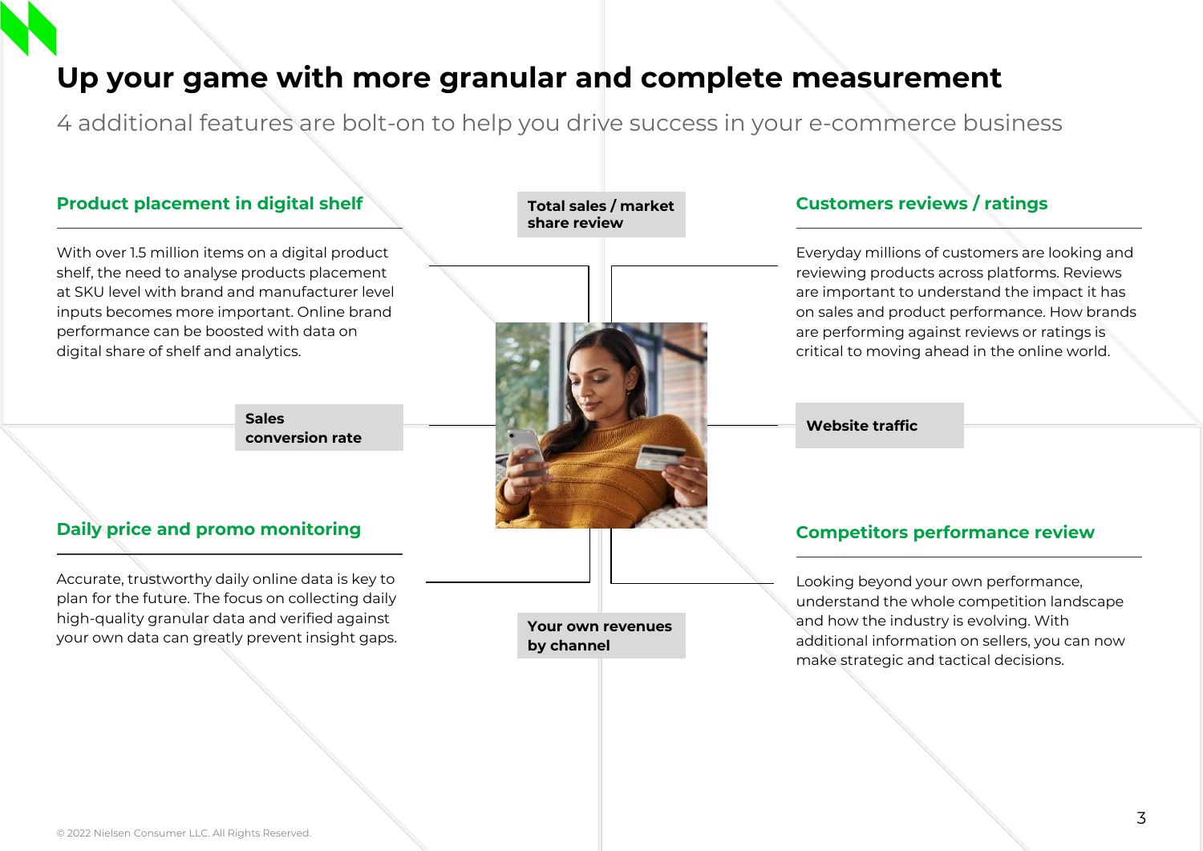# Up your game with more granular and complete measurement

4 additional features are bolt-on to help you drive success in your e-commerce business

## Product placement in digital shelf

With over 1.5 million items on a digital product shelf, the need to analyse products placement at SKU level with brand and manufacturer level inputs becomes more important. Online brand performance can be boosted with data on digital share of shelf and analytics.

## Customers reviews / ratings

Everyday millions of customers are looking and reviewing products across platforms. Reviews are important to understand the impact it has on sales and product performance. How brands are performing against reviews or ratings is critical to moving ahead in the online world.

## Daily price and promo monitoring

Accurate, trustworthy daily online data is key to plan for the future. The focus on collecting daily high-quality granular data and verified against your own data can greatly prevent insight gaps.

## Competitors performance review

Looking beyond your own performance, understand the whole competition landscape and how the industry is evolving. With additional information on sellers, you can now make strategic and tactical decisions.

**Total sales / market share review**

**Sales conversion rate**

**Website traffic**

**Your own revenues by channel**

© 2022 Nielsen Consumer LLC. All Rights Reserved.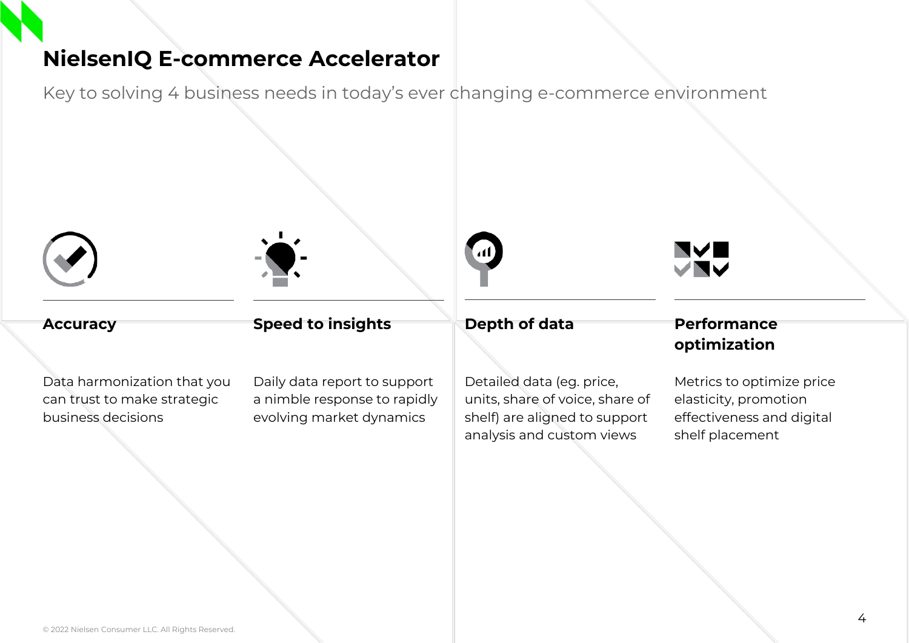# NielsenIQ E-commerce Accelerator

Key to solving 4 business needs in today's ever changing e-commerce environment

### Accuracy

Data harmonization that you can trust to make strategic business decisions

### Speed to insights

Daily data report to support a nimble response to rapidly evolving market dynamics

### Depth of data

Detailed data (eg. price, units, share of voice, share of shelf) are aligned to support analysis and custom views

### Performance optimization

Metrics to optimize price elasticity, promotion effectiveness and digital shelf placement

© 2022 Nielsen Consumer LLC. All Rights Reserved.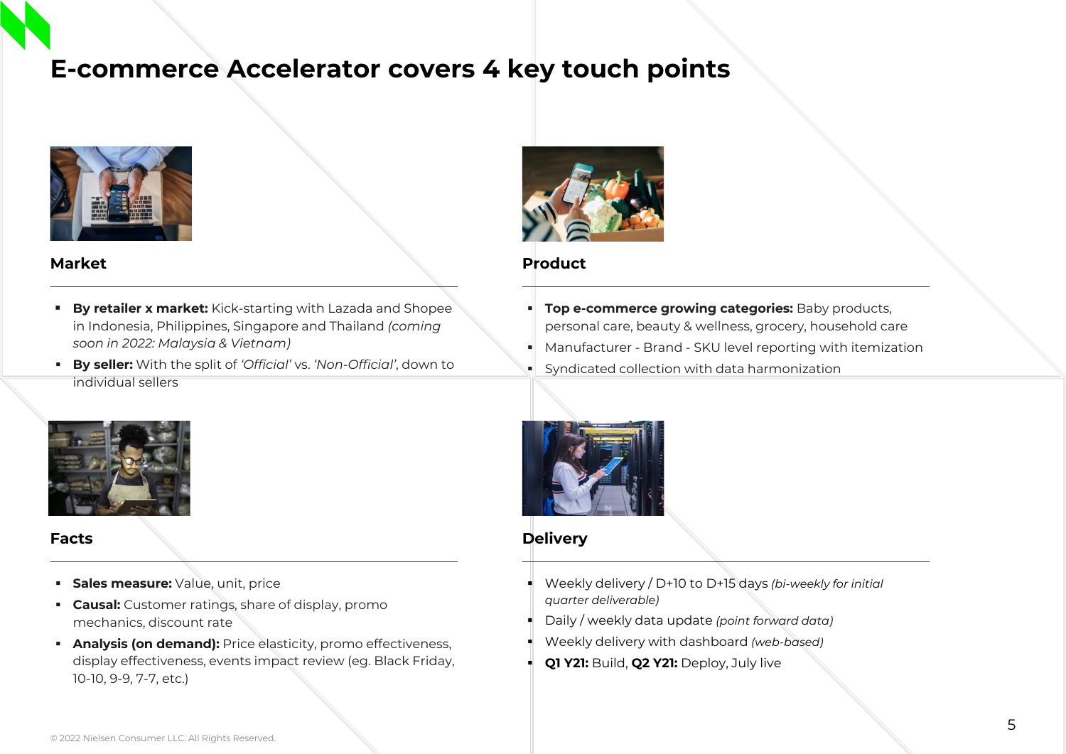# E-commerce Accelerator covers 4 key touch points

## Market

- **By retailer x market:** Kick-starting with Lazada and Shopee in Indonesia, Philippines, Singapore and Thailand *(coming soon in 2022: Malaysia & Vietnam)*
- **By seller:** With the split of *'Official'* vs. *'Non-Official'*, down to individual sellers

## Product

- **Top e-commerce growing categories:** Baby products, personal care, beauty & wellness, grocery, household care
- Manufacturer - Brand - SKU level reporting with itemization
- Syndicated collection with data harmonization

## Facts

- **Sales measure:** Value, unit, price
- **Causal:** Customer ratings, share of display, promo mechanics, discount rate
- **Analysis (on demand):** Price elasticity, promo effectiveness, display effectiveness, events impact review (eg. Black Friday, 10-10, 9-9, 7-7, etc.)

## Delivery

- Weekly delivery / D+10 to D+15 days *(bi-weekly for initial quarter deliverable)*
- Daily / weekly data update *(point forward data)*
- Weekly delivery with dashboard *(web-based)*
- **Q1 Y21:** Build, **Q2 Y21:** Deploy, July live

© 2022 Nielsen Consumer LLC. All Rights Reserved.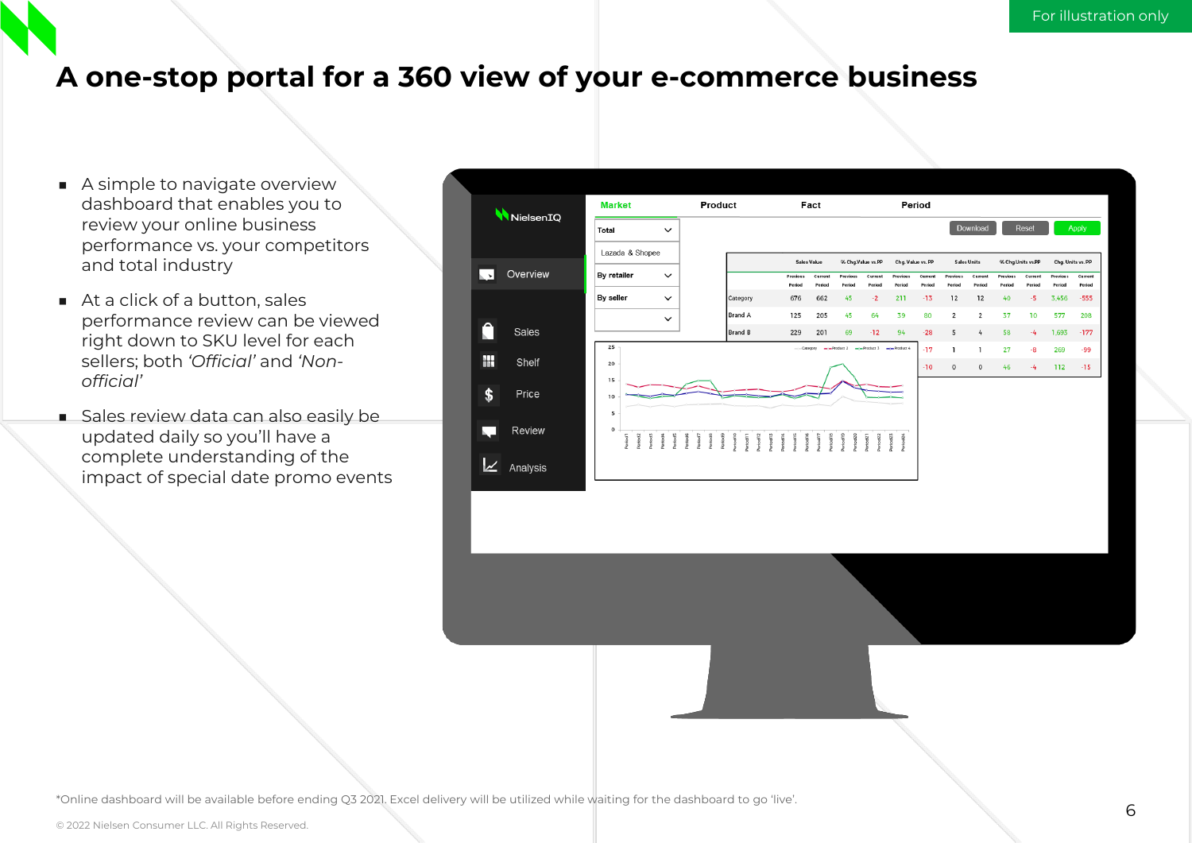For illustration only

# A one-stop portal for a 360 view of your e-commerce business

- A simple to navigate overview dashboard that enables you to review your online business performance vs. your competitors and total industry
- At a click of a button, sales performance review can be viewed right down to SKU level for each sellers; both *'Official'* and *'Non-official'*
- Sales review data can also easily be updated daily so you'll have a complete understanding of the impact of special date promo events

*Online dashboard will be available before ending Q3 2021. Excel delivery will be utilized while waiting for the dashboard to go 'live'.

© 2022 Nielsen Consumer LLC. All Rights Reserved.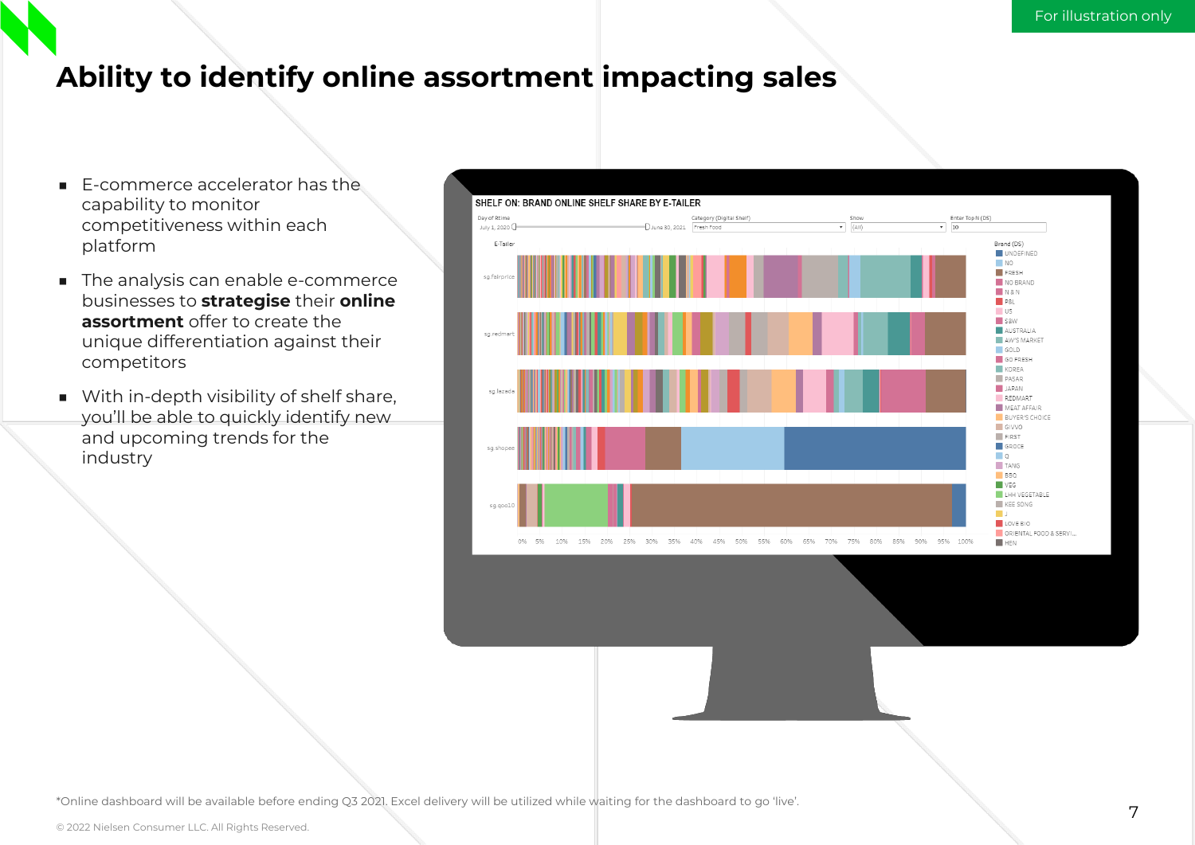For illustration only

# Ability to identify online assortment impacting sales

- E-commerce accelerator has the capability to monitor competitiveness within each platform
- The analysis can enable e-commerce businesses to **strategise** their **online assortment** offer to create the unique differentiation against their competitors
- With in-depth visibility of shelf share, you'll be able to quickly identify new and upcoming trends for the industry

*Online dashboard will be available before ending Q3 2021. Excel delivery will be utilized while waiting for the dashboard to go 'live'.

© 2022 Nielsen Consumer LLC. All Rights Reserved.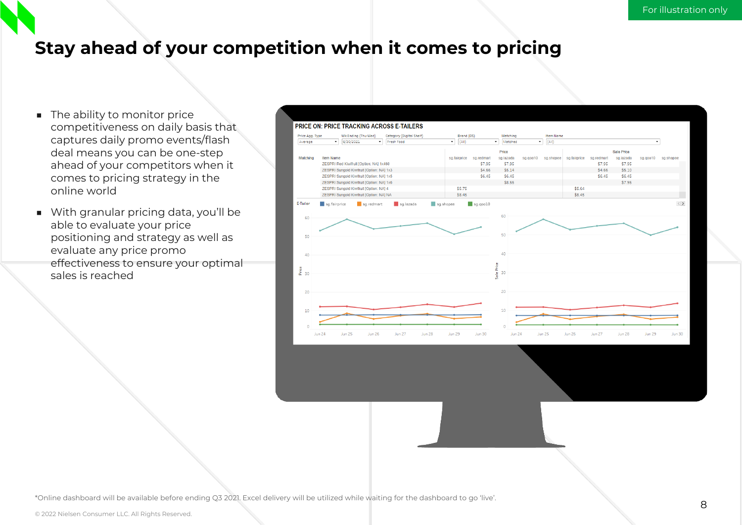For illustration only

# Stay ahead of your competition when it comes to pricing

- The ability to monitor price competitiveness on daily basis that captures daily promo events/flash deal means you can be one-step ahead of your competitors when it comes to pricing strategy in the online world
- With granular pricing data, you'll be able to evaluate your price positioning and strategy as well as evaluate any price promo effectiveness to ensure your optimal sales is reached

*Online dashboard will be available before ending Q3 2021. Excel delivery will be utilized while waiting for the dashboard to go 'live'.

© 2022 Nielsen Consumer LLC. All Rights Reserved.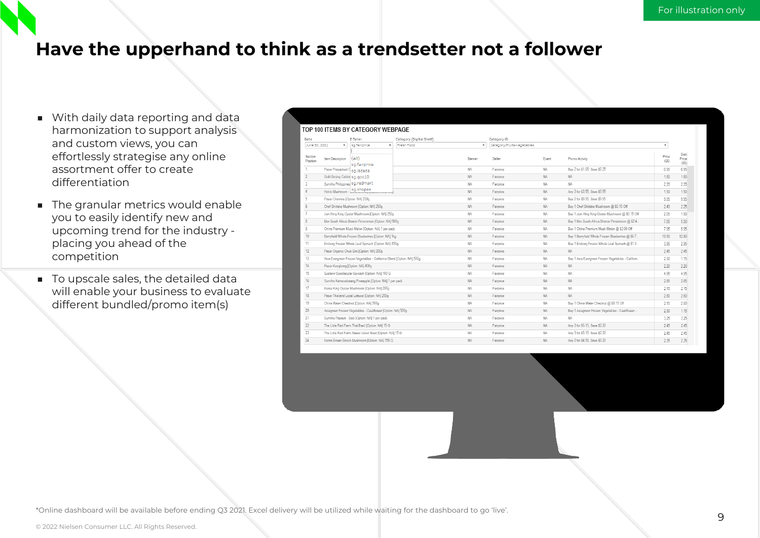# Have the upperhand to think as a trendsetter not a follower

- With daily data reporting and data harmonization to support analysis and custom views, you can effortlessly strategise any online assortment offer to create differentiation
- The granular metrics would enable you to easily identify new and upcoming trend for the industry - placing you ahead of the competition
- To upscale sales, the detailed data will enable your business to evaluate different bundled/promo item(s)

For illustration only

*Online dashboard will be available before ending Q3 2021. Excel delivery will be utilized while waiting for the dashboard to go 'live'.

© 2022 Nielsen Consumer LLC. All Rights Reserved.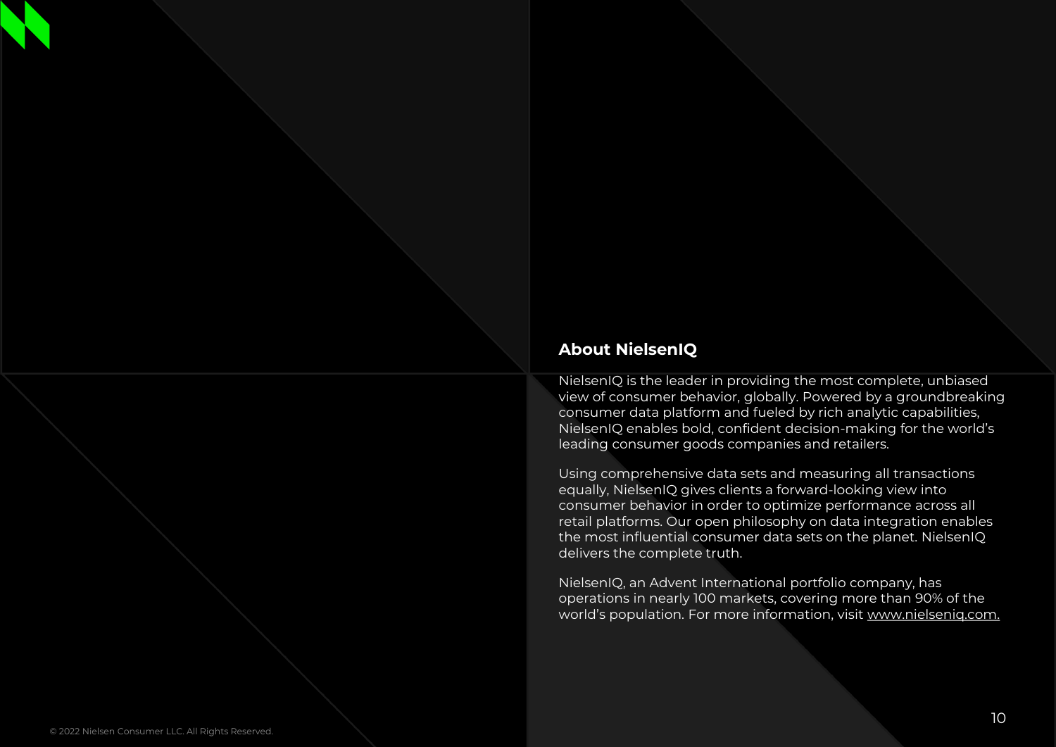## About NielsenIQ

NielsenIQ is the leader in providing the most complete, unbiased view of consumer behavior, globally. Powered by a groundbreaking consumer data platform and fueled by rich analytic capabilities, NielsenIQ enables bold, confident decision-making for the world's leading consumer goods companies and retailers.

Using comprehensive data sets and measuring all transactions equally, NielsenIQ gives clients a forward-looking view into consumer behavior in order to optimize performance across all retail platforms. Our open philosophy on data integration enables the most influential consumer data sets on the planet. NielsenIQ delivers the complete truth.

NielsenIQ, an Advent International portfolio company, has operations in nearly 100 markets, covering more than 90% of the world's population. For more information, visit www.nielseniq.com.

© 2022 Nielsen Consumer LLC. All Rights Reserved.